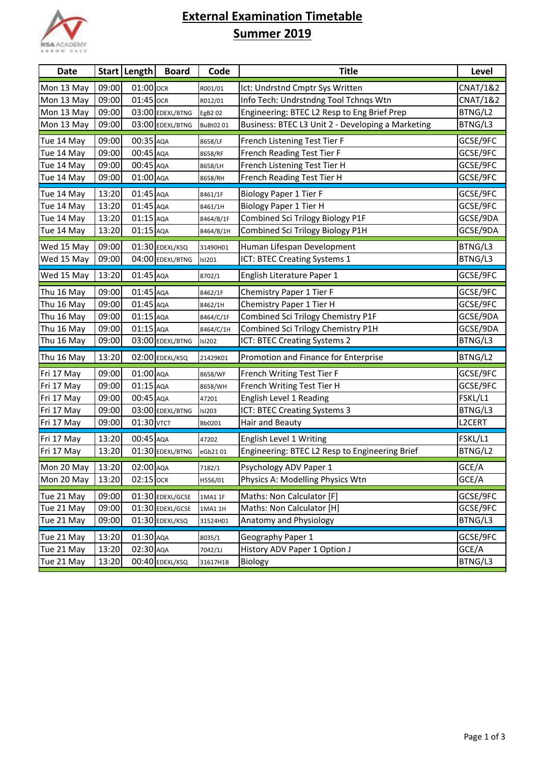# External Examination Timetable

## Summer 2019

| Date | Start | Length | Board | Code | Title | Level |
|---|---|---|---|---|---|---|
| Mon 13 May | 09:00 | 01:00 | OCR | R001/01 | Ict: Undrstnd Cmptr Sys Written | CNAT/1&2 |
| Mon 13 May | 09:00 | 01:45 | OCR | R012/01 | Info Tech: Undrstndng Tool Tchnqs Wtn | CNAT/1&2 |
| Mon 13 May | 09:00 | 03:00 | EDEXL/BTNG | EgB2 02 | Engineering: BTEC L2 Resp to Eng Brief Prep | BTNG/L2 |
| Mon 13 May | 09:00 | 03:00 | EDEXL/BTNG | BuBt02 01 | Business: BTEC L3 Unit 2 - Developing a Marketing | BTNG/L3 |
| Tue 14 May | 09:00 | 00:35 | AQA | 8658/LF | French Listening Test Tier F | GCSE/9FC |
| Tue 14 May | 09:00 | 00:45 | AQA | 8658/RF | French Reading Test Tier F | GCSE/9FC |
| Tue 14 May | 09:00 | 00:45 | AQA | 8658/LH | French Listening Test Tier H | GCSE/9FC |
| Tue 14 May | 09:00 | 01:00 | AQA | 8658/RH | French Reading Test Tier H | GCSE/9FC |
| Tue 14 May | 13:20 | 01:45 | AQA | 8461/1F | Biology Paper 1 Tier F | GCSE/9FC |
| Tue 14 May | 13:20 | 01:45 | AQA | 8461/1H | Biology Paper 1 Tier H | GCSE/9FC |
| Tue 14 May | 13:20 | 01:15 | AQA | 8464/B/1F | Combined Sci Trilogy Biology P1F | GCSE/9DA |
| Tue 14 May | 13:20 | 01:15 | AQA | 8464/B/1H | Combined Sci Trilogy Biology P1H | GCSE/9DA |
| Wed 15 May | 09:00 | 01:30 | EDEXL/KSQ | 31490H01 | Human Lifespan Development | BTNG/L3 |
| Wed 15 May | 09:00 | 04:00 | EDEXL/BTNG | IsI201 | ICT: BTEC Creating Systems 1 | BTNG/L3 |
| Wed 15 May | 13:20 | 01:45 | AQA | 8702/1 | English Literature Paper 1 | GCSE/9FC |
| Thu 16 May | 09:00 | 01:45 | AQA | 8462/1F | Chemistry Paper 1 Tier F | GCSE/9FC |
| Thu 16 May | 09:00 | 01:45 | AQA | 8462/1H | Chemistry Paper 1 Tier H | GCSE/9FC |
| Thu 16 May | 09:00 | 01:15 | AQA | 8464/C/1F | Combined Sci Trilogy Chemistry P1F | GCSE/9DA |
| Thu 16 May | 09:00 | 01:15 | AQA | 8464/C/1H | Combined Sci Trilogy Chemistry P1H | GCSE/9DA |
| Thu 16 May | 09:00 | 03:00 | EDEXL/BTNG | IsI202 | ICT: BTEC Creating Systems 2 | BTNG/L3 |
| Thu 16 May | 13:20 | 02:00 | EDEXL/KSQ | 21429K01 | Promotion and Finance for Enterprise | BTNG/L2 |
| Fri 17 May | 09:00 | 01:00 | AQA | 8658/WF | French Writing Test Tier F | GCSE/9FC |
| Fri 17 May | 09:00 | 01:15 | AQA | 8658/WH | French Writing Test Tier H | GCSE/9FC |
| Fri 17 May | 09:00 | 00:45 | AQA | 47201 | English Level 1 Reading | FSKL/L1 |
| Fri 17 May | 09:00 | 03:00 | EDEXL/BTNG | IsI203 | ICT: BTEC Creating Systems 3 | BTNG/L3 |
| Fri 17 May | 09:00 | 01:30 | VTCT | Bb0201 | Hair and Beauty | L2CERT |
| Fri 17 May | 13:20 | 00:45 | AQA | 47202 | English Level 1 Writing | FSKL/L1 |
| Fri 17 May | 13:20 | 01:30 | EDEXL/BTNG | eGb21 01 | Engineering: BTEC L2 Resp to Engineering Brief | BTNG/L2 |
| Mon 20 May | 13:20 | 02:00 | AQA | 7182/1 | Psychology ADV Paper 1 | GCE/A |
| Mon 20 May | 13:20 | 02:15 | OCR | H556/01 | Physics A: Modelling Physics Wtn | GCE/A |
| Tue 21 May | 09:00 | 01:30 | EDEXL/GCSE | 1MA1 1F | Maths: Non Calculator [F] | GCSE/9FC |
| Tue 21 May | 09:00 | 01:30 | EDEXL/GCSE | 1MA1 1H | Maths: Non Calculator [H] | GCSE/9FC |
| Tue 21 May | 09:00 | 01:30 | EDEXL/KSQ | 31524H01 | Anatomy and Physiology | BTNG/L3 |
| Tue 21 May | 13:20 | 01:30 | AQA | 8035/1 | Geography Paper 1 | GCSE/9FC |
| Tue 21 May | 13:20 | 02:30 | AQA | 7042/1J | History ADV Paper 1 Option J | GCE/A |
| Tue 21 May | 13:20 | 00:40 | EDEXL/KSQ | 31617H1B | Biology | BTNG/L3 |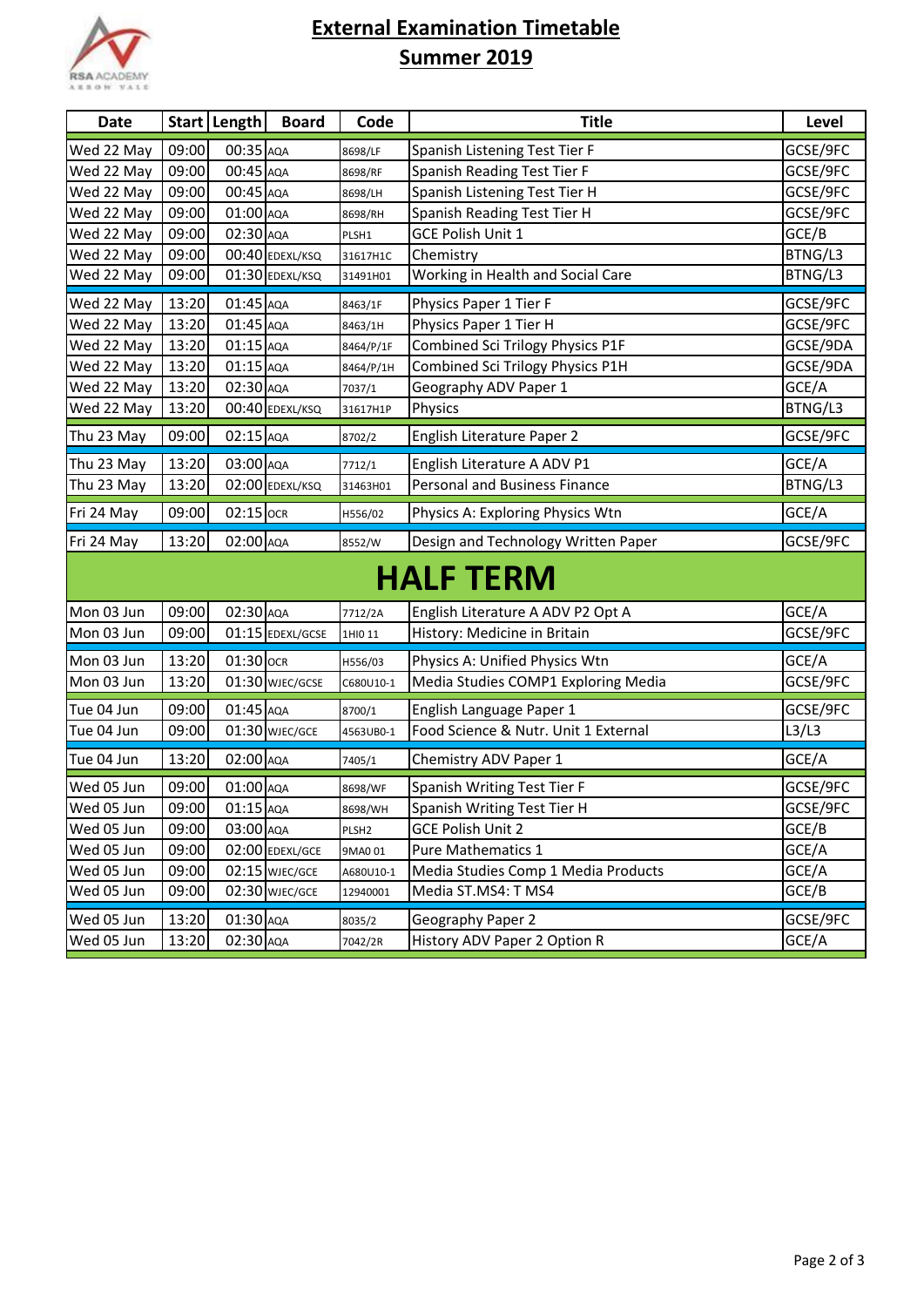# External Examination Timetable

## Summer 2019

| Date | Start | Length | Board | Code | Title | Level |
|---|---|---|---|---|---|---|
| Wed 22 May | 09:00 | 00:35 | AQA | 8698/LF | Spanish Listening Test Tier F | GCSE/9FC |
| Wed 22 May | 09:00 | 00:45 | AQA | 8698/RF | Spanish Reading Test Tier F | GCSE/9FC |
| Wed 22 May | 09:00 | 00:45 | AQA | 8698/LH | Spanish Listening Test Tier H | GCSE/9FC |
| Wed 22 May | 09:00 | 01:00 | AQA | 8698/RH | Spanish Reading Test Tier H | GCSE/9FC |
| Wed 22 May | 09:00 | 02:30 | AQA | PLSH1 | GCE Polish Unit 1 | GCE/B |
| Wed 22 May | 09:00 | 00:40 | EDEXL/KSQ | 31617H1C | Chemistry | BTNG/L3 |
| Wed 22 May | 09:00 | 01:30 | EDEXL/KSQ | 31491H01 | Working in Health and Social Care | BTNG/L3 |
| Wed 22 May | 13:20 | 01:45 | AQA | 8463/1F | Physics Paper 1 Tier F | GCSE/9FC |
| Wed 22 May | 13:20 | 01:45 | AQA | 8463/1H | Physics Paper 1 Tier H | GCSE/9FC |
| Wed 22 May | 13:20 | 01:15 | AQA | 8464/P/1F | Combined Sci Trilogy Physics P1F | GCSE/9DA |
| Wed 22 May | 13:20 | 01:15 | AQA | 8464/P/1H | Combined Sci Trilogy Physics P1H | GCSE/9DA |
| Wed 22 May | 13:20 | 02:30 | AQA | 7037/1 | Geography ADV Paper 1 | GCE/A |
| Wed 22 May | 13:20 | 00:40 | EDEXL/KSQ | 31617H1P | Physics | BTNG/L3 |
| Thu 23 May | 09:00 | 02:15 | AQA | 8702/2 | English Literature Paper 2 | GCSE/9FC |
| Thu 23 May | 13:20 | 03:00 | AQA | 7712/1 | English Literature A ADV P1 | GCE/A |
| Thu 23 May | 13:20 | 02:00 | EDEXL/KSQ | 31463H01 | Personal and Business Finance | BTNG/L3 |
| Fri 24 May | 09:00 | 02:15 | OCR | H556/02 | Physics A: Exploring Physics Wtn | GCE/A |
| Fri 24 May | 13:20 | 02:00 | AQA | 8552/W | Design and Technology Written Paper | GCSE/9FC |
| **HALF TERM** | | | | | | |
| Mon 03 Jun | 09:00 | 02:30 | AQA | 7712/2A | English Literature A ADV P2 Opt A | GCE/A |
| Mon 03 Jun | 09:00 | 01:15 | EDEXL/GCSE | 1HI0 11 | History: Medicine in Britain | GCSE/9FC |
| Mon 03 Jun | 13:20 | 01:30 | OCR | H556/03 | Physics A: Unified Physics Wtn | GCE/A |
| Mon 03 Jun | 13:20 | 01:30 | WJEC/GCSE | C680U10-1 | Media Studies COMP1 Exploring Media | GCSE/9FC |
| Tue 04 Jun | 09:00 | 01:45 | AQA | 8700/1 | English Language Paper 1 | GCSE/9FC |
| Tue 04 Jun | 09:00 | 01:30 | WJEC/GCE | 4563UB0-1 | Food Science & Nutr. Unit 1 External | L3/L3 |
| Tue 04 Jun | 13:20 | 02:00 | AQA | 7405/1 | Chemistry ADV Paper 1 | GCE/A |
| Wed 05 Jun | 09:00 | 01:00 | AQA | 8698/WF | Spanish Writing Test Tier F | GCSE/9FC |
| Wed 05 Jun | 09:00 | 01:15 | AQA | 8698/WH | Spanish Writing Test Tier H | GCSE/9FC |
| Wed 05 Jun | 09:00 | 03:00 | AQA | PLSH2 | GCE Polish Unit 2 | GCE/B |
| Wed 05 Jun | 09:00 | 02:00 | EDEXL/GCE | 9MA0 01 | Pure Mathematics 1 | GCE/A |
| Wed 05 Jun | 09:00 | 02:15 | WJEC/GCE | A680U10-1 | Media Studies Comp 1 Media Products | GCE/A |
| Wed 05 Jun | 09:00 | 02:30 | WJEC/GCE | 12940001 | Media ST.MS4: T MS4 | GCE/B |
| Wed 05 Jun | 13:20 | 01:30 | AQA | 8035/2 | Geography Paper 2 | GCSE/9FC |
| Wed 05 Jun | 13:20 | 02:30 | AQA | 7042/2R | History ADV Paper 2 Option R | GCE/A |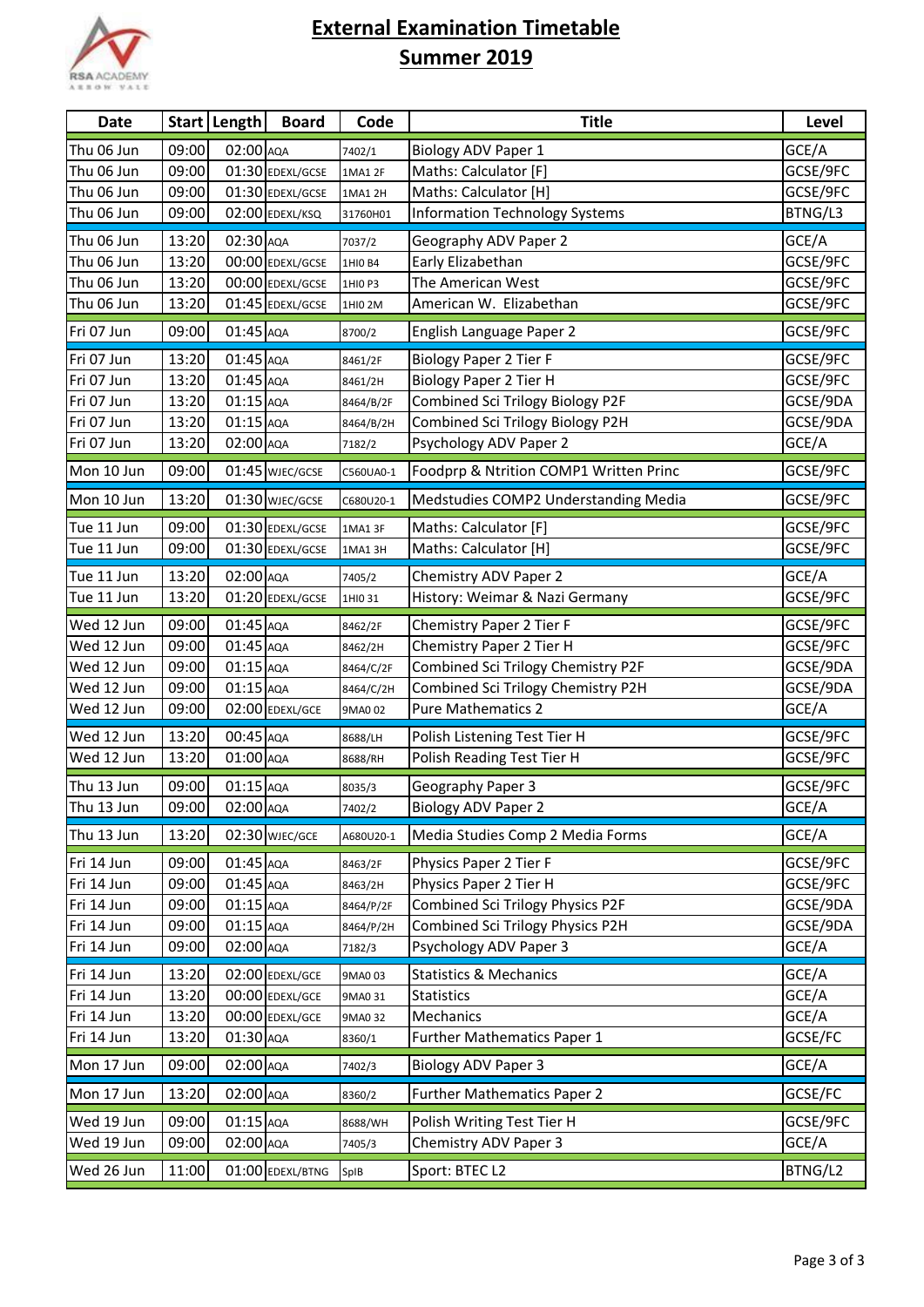# External Examination Timetable

## Summer 2019

| Date | Start | Length | Board | Code | Title | Level |
|---|---|---|---|---|---|---|
| Thu 06 Jun | 09:00 | 02:00 | AQA | 7402/1 | Biology ADV Paper 1 | GCE/A |
| Thu 06 Jun | 09:00 | 01:30 | EDEXL/GCSE | 1MA1 2F | Maths: Calculator [F] | GCSE/9FC |
| Thu 06 Jun | 09:00 | 01:30 | EDEXL/GCSE | 1MA1 2H | Maths: Calculator [H] | GCSE/9FC |
| Thu 06 Jun | 09:00 | 02:00 | EDEXL/KSQ | 31760H01 | Information Technology Systems | BTNG/L3 |
| Thu 06 Jun | 13:20 | 02:30 | AQA | 7037/2 | Geography ADV Paper 2 | GCE/A |
| Thu 06 Jun | 13:20 | 00:00 | EDEXL/GCSE | 1HI0 B4 | Early Elizabethan | GCSE/9FC |
| Thu 06 Jun | 13:20 | 00:00 | EDEXL/GCSE | 1HI0 P3 | The American West | GCSE/9FC |
| Thu 06 Jun | 13:20 | 01:45 | EDEXL/GCSE | 1HI0 2M | American W. Elizabethan | GCSE/9FC |
| Fri 07 Jun | 09:00 | 01:45 | AQA | 8700/2 | English Language Paper 2 | GCSE/9FC |
| Fri 07 Jun | 13:20 | 01:45 | AQA | 8461/2F | Biology Paper 2 Tier F | GCSE/9FC |
| Fri 07 Jun | 13:20 | 01:45 | AQA | 8461/2H | Biology Paper 2 Tier H | GCSE/9FC |
| Fri 07 Jun | 13:20 | 01:15 | AQA | 8464/B/2F | Combined Sci Trilogy Biology P2F | GCSE/9DA |
| Fri 07 Jun | 13:20 | 01:15 | AQA | 8464/B/2H | Combined Sci Trilogy Biology P2H | GCSE/9DA |
| Fri 07 Jun | 13:20 | 02:00 | AQA | 7182/2 | Psychology ADV Paper 2 | GCE/A |
| Mon 10 Jun | 09:00 | 01:45 | WJEC/GCSE | C560UA0-1 | Foodprp & Ntrition COMP1 Written Princ | GCSE/9FC |
| Mon 10 Jun | 13:20 | 01:30 | WJEC/GCSE | C680U20-1 | Medstudies COMP2 Understanding Media | GCSE/9FC |
| Tue 11 Jun | 09:00 | 01:30 | EDEXL/GCSE | 1MA1 3F | Maths: Calculator [F] | GCSE/9FC |
| Tue 11 Jun | 09:00 | 01:30 | EDEXL/GCSE | 1MA1 3H | Maths: Calculator [H] | GCSE/9FC |
| Tue 11 Jun | 13:20 | 02:00 | AQA | 7405/2 | Chemistry ADV Paper 2 | GCE/A |
| Tue 11 Jun | 13:20 | 01:20 | EDEXL/GCSE | 1HI0 31 | History: Weimar & Nazi Germany | GCSE/9FC |
| Wed 12 Jun | 09:00 | 01:45 | AQA | 8462/2F | Chemistry Paper 2 Tier F | GCSE/9FC |
| Wed 12 Jun | 09:00 | 01:45 | AQA | 8462/2H | Chemistry Paper 2 Tier H | GCSE/9FC |
| Wed 12 Jun | 09:00 | 01:15 | AQA | 8464/C/2F | Combined Sci Trilogy Chemistry P2F | GCSE/9DA |
| Wed 12 Jun | 09:00 | 01:15 | AQA | 8464/C/2H | Combined Sci Trilogy Chemistry P2H | GCSE/9DA |
| Wed 12 Jun | 09:00 | 02:00 | EDEXL/GCE | 9MA0 02 | Pure Mathematics 2 | GCE/A |
| Wed 12 Jun | 13:20 | 00:45 | AQA | 8688/LH | Polish Listening Test Tier H | GCSE/9FC |
| Wed 12 Jun | 13:20 | 01:00 | AQA | 8688/RH | Polish Reading Test Tier H | GCSE/9FC |
| Thu 13 Jun | 09:00 | 01:15 | AQA | 8035/3 | Geography Paper 3 | GCSE/9FC |
| Thu 13 Jun | 09:00 | 02:00 | AQA | 7402/2 | Biology ADV Paper 2 | GCE/A |
| Thu 13 Jun | 13:20 | 02:30 | WJEC/GCE | A680U20-1 | Media Studies Comp 2 Media Forms | GCE/A |
| Fri 14 Jun | 09:00 | 01:45 | AQA | 8463/2F | Physics Paper 2 Tier F | GCSE/9FC |
| Fri 14 Jun | 09:00 | 01:45 | AQA | 8463/2H | Physics Paper 2 Tier H | GCSE/9FC |
| Fri 14 Jun | 09:00 | 01:15 | AQA | 8464/P/2F | Combined Sci Trilogy Physics P2F | GCSE/9DA |
| Fri 14 Jun | 09:00 | 01:15 | AQA | 8464/P/2H | Combined Sci Trilogy Physics P2H | GCSE/9DA |
| Fri 14 Jun | 09:00 | 02:00 | AQA | 7182/3 | Psychology ADV Paper 3 | GCE/A |
| Fri 14 Jun | 13:20 | 02:00 | EDEXL/GCE | 9MA0 03 | Statistics & Mechanics | GCE/A |
| Fri 14 Jun | 13:20 | 00:00 | EDEXL/GCE | 9MA0 31 | Statistics | GCE/A |
| Fri 14 Jun | 13:20 | 00:00 | EDEXL/GCE | 9MA0 32 | Mechanics | GCE/A |
| Fri 14 Jun | 13:20 | 01:30 | AQA | 8360/1 | Further Mathematics Paper 1 | GCSE/FC |
| Mon 17 Jun | 09:00 | 02:00 | AQA | 7402/3 | Biology ADV Paper 3 | GCE/A |
| Mon 17 Jun | 13:20 | 02:00 | AQA | 8360/2 | Further Mathematics Paper 2 | GCSE/FC |
| Wed 19 Jun | 09:00 | 01:15 | AQA | 8688/WH | Polish Writing Test Tier H | GCSE/9FC |
| Wed 19 Jun | 09:00 | 02:00 | AQA | 7405/3 | Chemistry ADV Paper 3 | GCE/A |
| Wed 26 Jun | 11:00 | 01:00 | EDEXL/BTNG | SplB | Sport: BTEC L2 | BTNG/L2 |